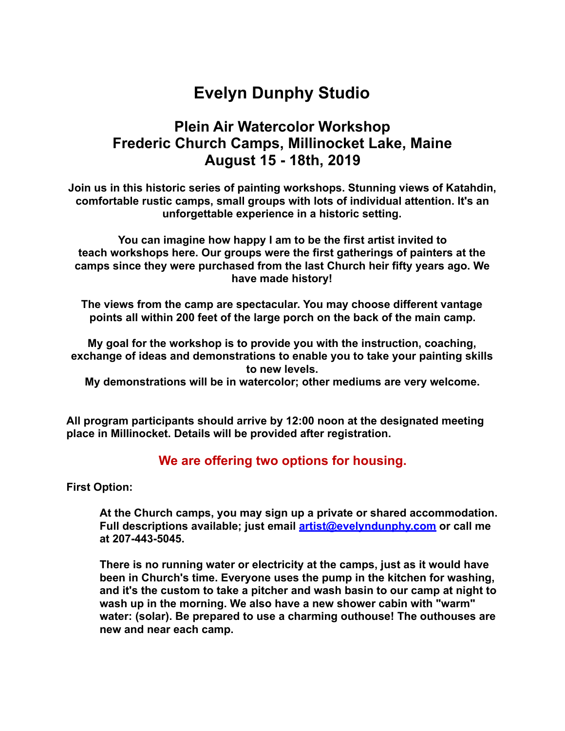# Evelyn Dunphy Studio

## Plein Air Watercolor Workshop
## Frederic Church Camps, Millinocket Lake, Maine
## August 15 - 18th, 2019

**Join us in this historic series of painting workshops. Stunning views of Katahdin, comfortable rustic camps, small groups with lots of individual attention. It's an unforgettable experience in a historic setting.**

**You can imagine how happy I am to be the first artist invited to teach workshops here. Our groups were the first gatherings of painters at the camps since they were purchased from the last Church heir fifty years ago. We have made history!**

**The views from the camp are spectacular. You may choose different vantage points all within 200 feet of the large porch on the back of the main camp.**

**My goal for the workshop is to provide you with the instruction, coaching, exchange of ideas and demonstrations to enable you to take your painting skills to new levels.**
**My demonstrations will be in watercolor; other mediums are very welcome.**

**All program participants should arrive by 12:00 noon at the designated meeting place in Millinocket. Details will be provided after registration.**

### We are offering two options for housing.

**First Option:**

> **At the Church camps, you may sign up a private or shared accommodation. Full descriptions available; just email [artist@evelyndunphy.com](mailto:artist@evelyndunphy.com) or call me at 207-443-5045.**
>
> **There is no running water or electricity at the camps, just as it would have been in Church's time. Everyone uses the pump in the kitchen for washing, and it's the custom to take a pitcher and wash basin to our camp at night to wash up in the morning. We also have a new shower cabin with "warm" water: (solar). Be prepared to use a charming outhouse! The outhouses are new and near each camp.**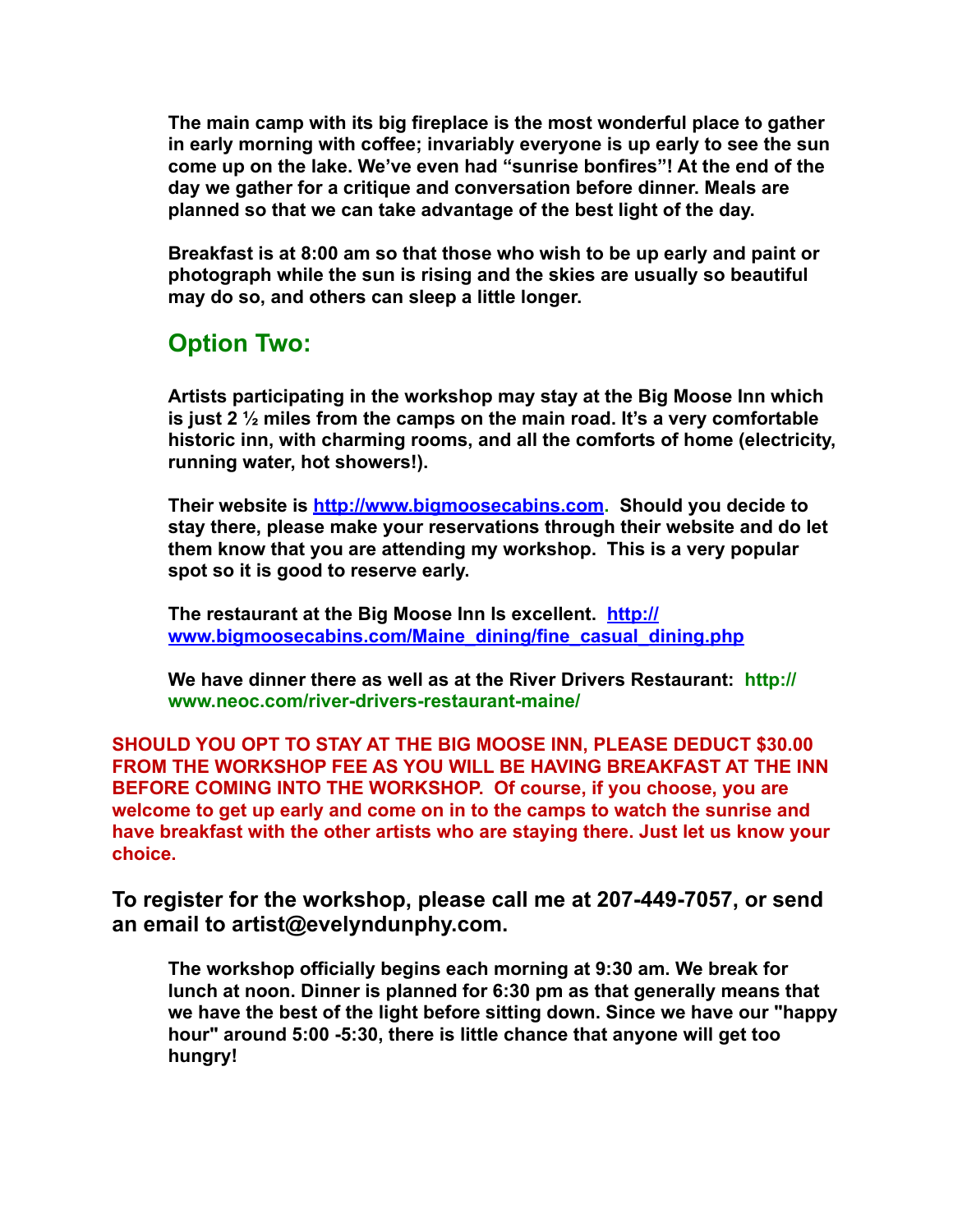**The main camp with its big fireplace is the most wonderful place to gather in early morning with coffee; invariably everyone is up early to see the sun come up on the lake. We've even had "sunrise bonfires"! At the end of the day we gather for a critique and conversation before dinner. Meals are planned so that we can take advantage of the best light of the day.**

**Breakfast is at 8:00 am so that those who wish to be up early and paint or photograph while the sun is rising and the skies are usually so beautiful may do so, and others can sleep a little longer.**

## Option Two:

**Artists participating in the workshop may stay at the Big Moose Inn which is just 2 ½ miles from the camps on the main road. It's a very comfortable historic inn, with charming rooms, and all the comforts of home (electricity, running water, hot showers!).**

**Their website is [http://www.bigmoosecabins.com](http://www.bigmoosecabins.com). Should you decide to stay there, please make your reservations through their website and do let them know that you are attending my workshop. This is a very popular spot so it is good to reserve early.**

**The restaurant at the Big Moose Inn Is excellent. [http://www.bigmoosecabins.com/Maine_dining/fine_casual_dining.php](http://www.bigmoosecabins.com/Maine_dining/fine_casual_dining.php)**

**We have dinner there as well as at the River Drivers Restaurant: http://www.neoc.com/river-drivers-restaurant-maine/**

**SHOULD YOU OPT TO STAY AT THE BIG MOOSE INN, PLEASE DEDUCT $30.00 FROM THE WORKSHOP FEE AS YOU WILL BE HAVING BREAKFAST AT THE INN BEFORE COMING INTO THE WORKSHOP. Of course, if you choose, you are welcome to get up early and come on in to the camps to watch the sunrise and have breakfast with the other artists who are staying there. Just let us know your choice.**

### To register for the workshop, please call me at 207-449-7057, or send an email to artist@evelyndunphy.com.

**The workshop officially begins each morning at 9:30 am. We break for lunch at noon. Dinner is planned for 6:30 pm as that generally means that we have the best of the light before sitting down. Since we have our "happy hour" around 5:00 -5:30, there is little chance that anyone will get too hungry!**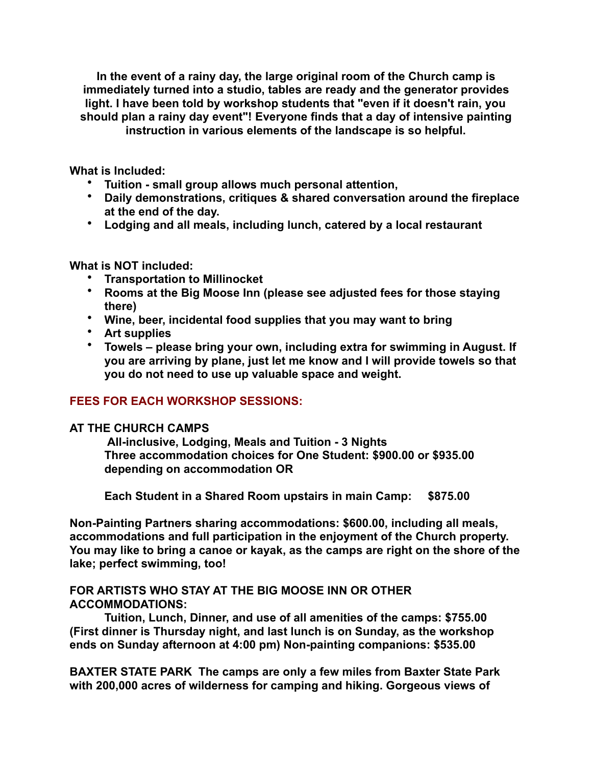**In the event of a rainy day, the large original room of the Church camp is immediately turned into a studio, tables are ready and the generator provides light. I have been told by workshop students that "even if it doesn't rain, you should plan a rainy day event"! Everyone finds that a day of intensive painting instruction in various elements of the landscape is so helpful.**

**What is Included:**

- **Tuition - small group allows much personal attention,**
- **Daily demonstrations, critiques & shared conversation around the fireplace at the end of the day.**
- **Lodging and all meals, including lunch, catered by a local restaurant**

**What is NOT included:**

- **Transportation to Millinocket**
- **Rooms at the Big Moose Inn (please see adjusted fees for those staying there)**
- **Wine, beer, incidental food supplies that you may want to bring**
- **Art supplies**
- **Towels – please bring your own, including extra for swimming in August. If you are arriving by plane, just let me know and I will provide towels so that you do not need to use up valuable space and weight.**

## FEES FOR EACH WORKSHOP SESSIONS:

**AT THE CHURCH CAMPS**

**All-inclusive, Lodging, Meals and Tuition - 3 Nights**
**Three accommodation choices for One Student: $900.00 or $935.00 depending on accommodation OR**

**Each Student in a Shared Room upstairs in main Camp: $875.00**

**Non-Painting Partners sharing accommodations: $600.00, including all meals, accommodations and full participation in the enjoyment of the Church property. You may like to bring a canoe or kayak, as the camps are right on the shore of the lake; perfect swimming, too!**

**FOR ARTISTS WHO STAY AT THE BIG MOOSE INN OR OTHER ACCOMMODATIONS:**

**Tuition, Lunch, Dinner, and use of all amenities of the camps: $755.00 (First dinner is Thursday night, and last lunch is on Sunday, as the workshop ends on Sunday afternoon at 4:00 pm) Non-painting companions: $535.00**

**BAXTER STATE PARK The camps are only a few miles from Baxter State Park with 200,000 acres of wilderness for camping and hiking. Gorgeous views of**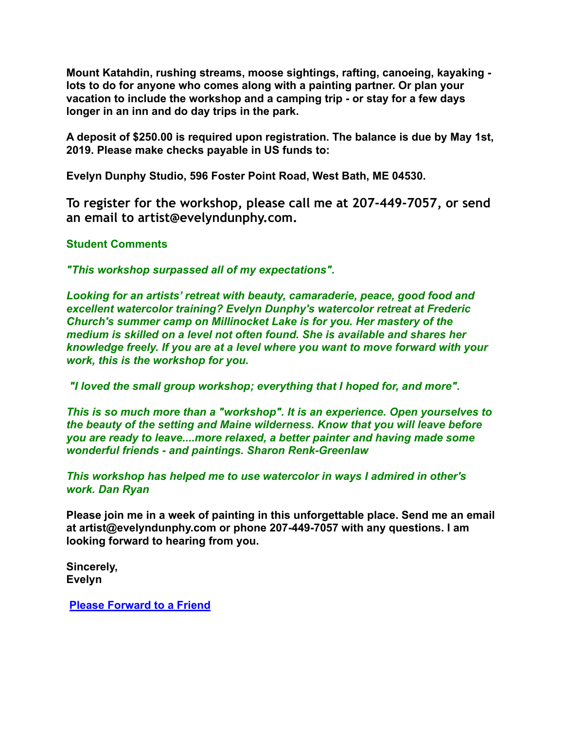**Mount Katahdin, rushing streams, moose sightings, rafting, canoeing, kayaking - lots to do for anyone who comes along with a painting partner. Or plan your vacation to include the workshop and a camping trip - or stay for a few days longer in an inn and do day trips in the park.**

**A deposit of $250.00 is required upon registration. The balance is due by May 1st, 2019. Please make checks payable in US funds to:**

**Evelyn Dunphy Studio, 596 Foster Point Road, West Bath, ME 04530.**

**To register for the workshop, please call me at 207-449-7057, or send an email to artist@evelyndunphy.com.**

**Student Comments**

***"This workshop surpassed all of my expectations".***

***Looking for an artists' retreat with beauty, camaraderie, peace, good food and excellent watercolor training? Evelyn Dunphy's watercolor retreat at Frederic Church's summer camp on Millinocket Lake is for you. Her mastery of the medium is skilled on a level not often found. She is available and shares her knowledge freely. If you are at a level where you want to move forward with your work, this is the workshop for you.***

***"I loved the small group workshop; everything that I hoped for, and more".***

***This is so much more than a "workshop". It is an experience. Open yourselves to the beauty of the setting and Maine wilderness. Know that you will leave before you are ready to leave....more relaxed, a better painter and having made some wonderful friends - and paintings. Sharon Renk-Greenlaw***

***This workshop has helped me to use watercolor in ways I admired in other's work. Dan Ryan***

**Please join me in a week of painting in this unforgettable place. Send me an email at artist@evelyndunphy.com or phone 207-449-7057 with any questions. I am looking forward to hearing from you.**

**Sincerely,**
**Evelyn**

**Please Forward to a Friend**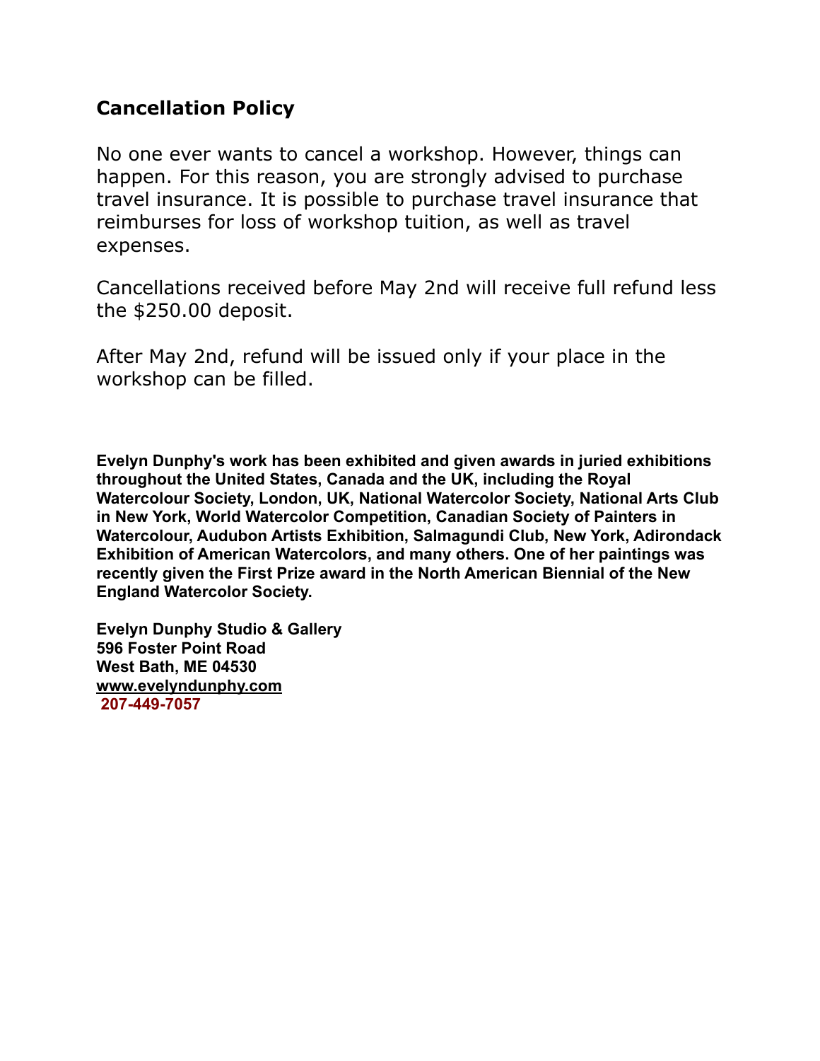## Cancellation Policy

No one ever wants to cancel a workshop. However, things can happen. For this reason, you are strongly advised to purchase travel insurance. It is possible to purchase travel insurance that reimburses for loss of workshop tuition, as well as travel expenses.

Cancellations received before May 2nd will receive full refund less the $250.00 deposit.

After May 2nd, refund will be issued only if your place in the workshop can be filled.

**Evelyn Dunphy's work has been exhibited and given awards in juried exhibitions throughout the United States, Canada and the UK, including the Royal Watercolour Society, London, UK, National Watercolor Society, National Arts Club in New York, World Watercolor Competition, Canadian Society of Painters in Watercolour, Audubon Artists Exhibition, Salmagundi Club, New York, Adirondack Exhibition of American Watercolors, and many others. One of her paintings was recently given the First Prize award in the North American Biennial of the New England Watercolor Society.**

**Evelyn Dunphy Studio & Gallery**
**596 Foster Point Road**
**West Bath, ME 04530**
**www.evelyndunphy.com**
**207-449-7057**